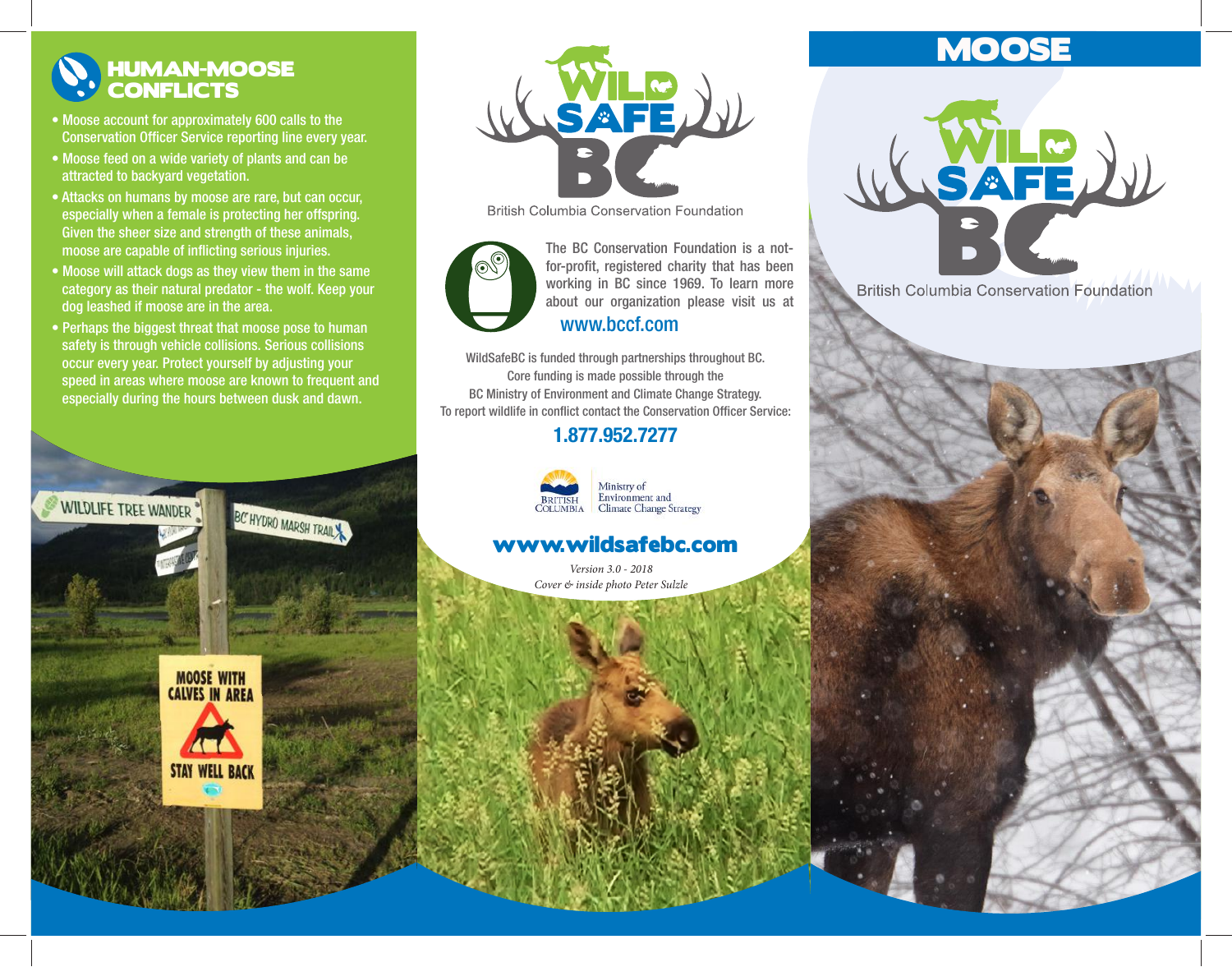## HUMAN-MOOSE CONFLICTS

- Moose account for approximately 600 calls to the Conservation Officer Service reporting line every year.
- Moose feed on a wide variety of plants and can be attracted to backyard vegetation.
- Attacks on humans by moose are rare, but can occur, especially when a female is protecting her offspring. Given the sheer size and strength of these animals, moose are capable of inflicting serious injuries.
- Moose will attack dogs as they view them in the same category as their natural predator - the wolf. Keep your dog leashed if moose are in the area.
- Perhaps the biggest threat that moose pose to human safety is through vehicle collisions. Serious collisions occur every year. Protect yourself by adjusting your speed in areas where moose are known to frequent and especially during the hours between dusk and dawn.

WILDLIFE TREE WANDER

BC HYDRO MARSH TRAIL

MOOSE WITH CALVES IN AREA

STAY WELL BACK

WILD SAFE BC

British Columbia Conservation Foundation

The BC Conservation Foundation is a not-for-profit, registered charity that has been working in BC since 1969. To learn more about our organization please visit us at

**www.bccf.com**

WildSafeBC is funded through partnerships throughout BC. Core funding is made possible through the BC Ministry of Environment and Climate Change Strategy. To report wildlife in conflict contact the Conservation Officer Service:

**1.877.952.7277**

BRITISH COLUMBIA | Ministry of Environment and Climate Change Strategy

**www.wildsafebc.com**

*Version 3.0 - 2018*

*Cover & inside photo Peter Sulzle*

# MOOSE

WILD SAFE BC

British Columbia Conservation Foundation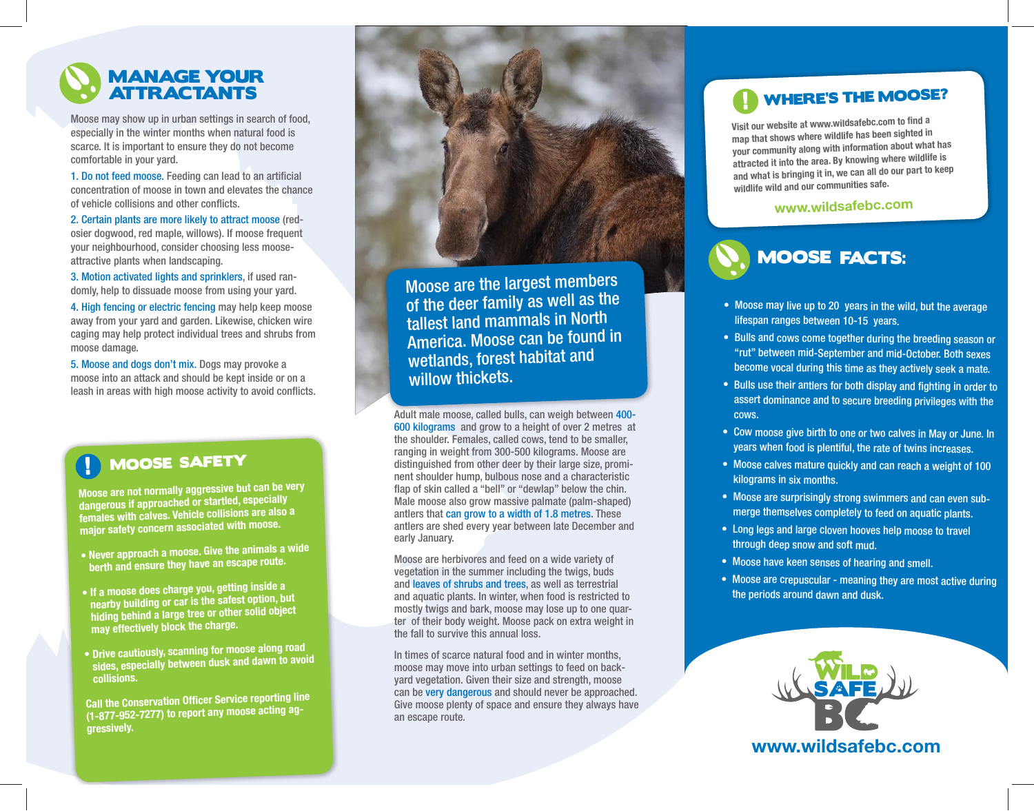## MANAGE YOUR ATTRACTANTS

Moose may show up in urban settings in search of food, especially in the winter months when natural food is scarce. It is important to ensure they do not become comfortable in your yard.

1. Do not feed moose. Feeding can lead to an artificial concentration of moose in town and elevates the chance of vehicle collisions and other conflicts.
2. Certain plants are more likely to attract moose (red-osier dogwood, red maple, willows). If moose frequent your neighbourhood, consider choosing less moose-attractive plants when landscaping.
3. Motion activated lights and sprinklers, if used randomly, help to dissuade moose from using your yard.
4. High fencing or electric fencing may help keep moose away from your yard and garden. Likewise, chicken wire caging may help protect individual trees and shrubs from moose damage.
5. Moose and dogs don't mix. Dogs may provoke a moose into an attack and should be kept inside or on a leash in areas with high moose activity to avoid conflicts.

## MOOSE SAFETY

**Moose are not normally aggressive but can be very dangerous if approached or startled, especially females with calves. Vehicle collisions are also a major safety concern associated with moose.**

- **Never approach a moose. Give the animals a wide berth and ensure they have an escape route.**
- **If a moose does charge you, getting inside a nearby building or car is the safest option, but hiding behind a large tree or other solid object may effectively block the charge.**
- **Drive cautiously, scanning for moose along road sides, especially between dusk and dawn to avoid collisions.**

**Call the Conservation Officer Service reporting line (1-877-952-7277) to report any moose acting aggressively.**

Moose are the largest members of the deer family as well as the tallest land mammals in North America. Moose can be found in wetlands, forest habitat and willow thickets.

Adult male moose, called bulls, can weigh between 400-600 kilograms and grow to a height of over 2 metres at the shoulder. Females, called cows, tend to be smaller, ranging in weight from 300-500 kilograms. Moose are distinguished from other deer by their large size, prominent shoulder hump, bulbous nose and a characteristic flap of skin called a "bell" or "dewlap" below the chin. Male moose also grow massive palmate (palm-shaped) antlers that can grow to a width of 1.8 metres. These antlers are shed every year between late December and early January.

Moose are herbivores and feed on a wide variety of vegetation in the summer including the twigs, buds and leaves of shrubs and trees, as well as terrestrial and aquatic plants. In winter, when food is restricted to mostly twigs and bark, moose may lose up to one quarter of their body weight. Moose pack on extra weight in the fall to survive this annual loss.

In times of scarce natural food and in winter months, moose may move into urban settings to feed on backyard vegetation. Given their size and strength, moose can be very dangerous and should never be approached. Give moose plenty of space and ensure they always have an escape route.

## WHERE'S THE MOOSE?

**Visit our website at www.wildsafebc.com to find a map that shows where wildlife has been sighted in your community along with information about what has attracted it into the area. By knowing where wildlife is and what is bringing it in, we can all do our part to keep wildlife wild and our communities safe.**

**www.wildsafebc.com**

## MOOSE FACTS:

- Moose may live up to 20 years in the wild, but the average lifespan ranges between 10-15 years.
- Bulls and cows come together during the breeding season or "rut" between mid-September and mid-October. Both sexes become vocal during this time as they actively seek a mate.
- Bulls use their antlers for both display and fighting in order to assert dominance and to secure breeding privileges with the cows.
- Cow moose give birth to one or two calves in May or June. In years when food is plentiful, the rate of twins increases.
- Moose calves mature quickly and can reach a weight of 100 kilograms in six months.
- Moose are surprisingly strong swimmers and can even submerge themselves completely to feed on aquatic plants.
- Long legs and large cloven hooves help moose to travel through deep snow and soft mud.
- Moose have keen senses of hearing and smell.
- Moose are crepuscular - meaning they are most active during the periods around dawn and dusk.

WILD SAFE BC

**www.wildsafebc.com**